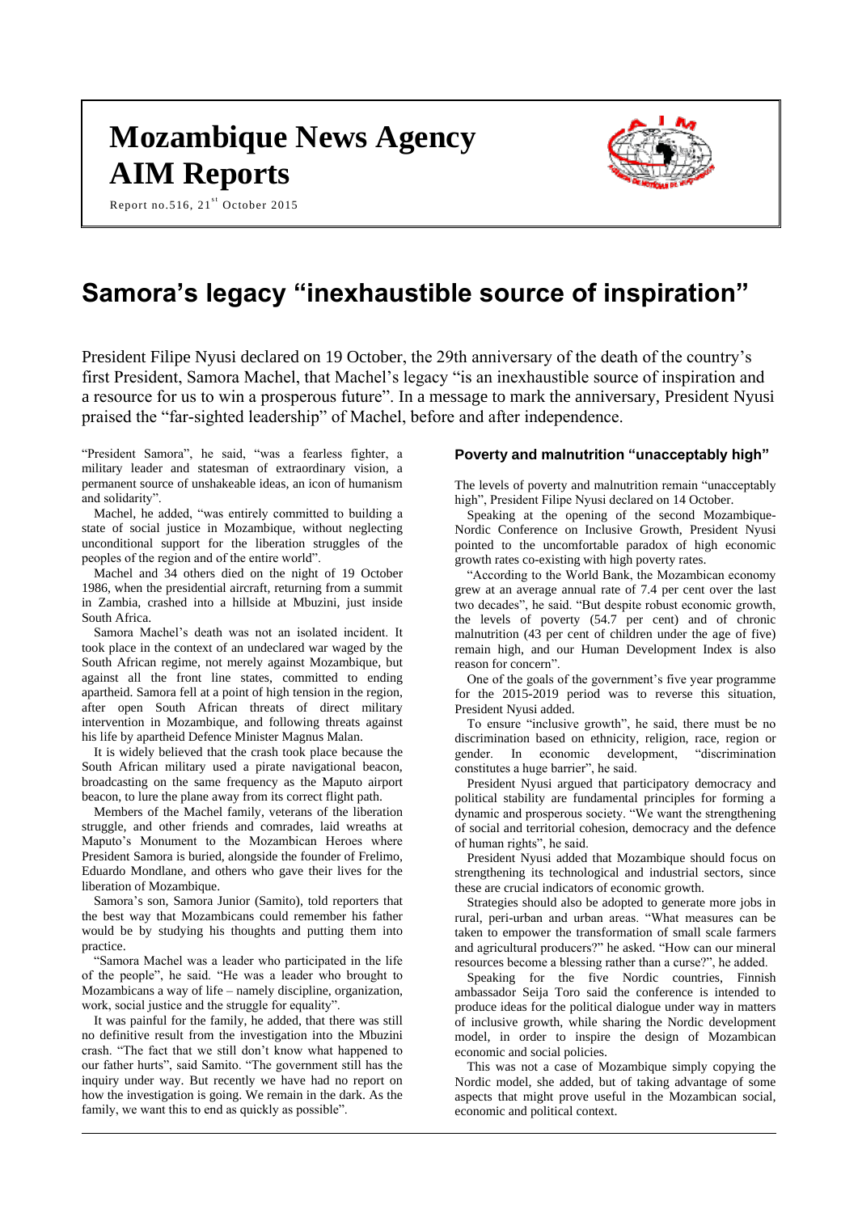# Mozambique News Agency
# AIM Reports

Report no.516, 21st October 2015

## Samora's legacy "inexhaustible source of inspiration"

President Filipe Nyusi declared on 19 October, the 29th anniversary of the death of the country's first President, Samora Machel, that Machel's legacy "is an inexhaustible source of inspiration and a resource for us to win a prosperous future". In a message to mark the anniversary, President Nyusi praised the "far-sighted leadership" of Machel, before and after independence.

"President Samora", he said, "was a fearless fighter, a military leader and statesman of extraordinary vision, a permanent source of unshakeable ideas, an icon of humanism and solidarity".

Machel, he added, "was entirely committed to building a state of social justice in Mozambique, without neglecting unconditional support for the liberation struggles of the peoples of the region and of the entire world".

Machel and 34 others died on the night of 19 October 1986, when the presidential aircraft, returning from a summit in Zambia, crashed into a hillside at Mbuzini, just inside South Africa.

Samora Machel's death was not an isolated incident. It took place in the context of an undeclared war waged by the South African regime, not merely against Mozambique, but against all the front line states, committed to ending apartheid. Samora fell at a point of high tension in the region, after open South African threats of direct military intervention in Mozambique, and following threats against his life by apartheid Defence Minister Magnus Malan.

It is widely believed that the crash took place because the South African military used a pirate navigational beacon, broadcasting on the same frequency as the Maputo airport beacon, to lure the plane away from its correct flight path.

Members of the Machel family, veterans of the liberation struggle, and other friends and comrades, laid wreaths at Maputo's Monument to the Mozambican Heroes where President Samora is buried, alongside the founder of Frelimo, Eduardo Mondlane, and others who gave their lives for the liberation of Mozambique.

Samora's son, Samora Junior (Samito), told reporters that the best way that Mozambicans could remember his father would be by studying his thoughts and putting them into practice.

"Samora Machel was a leader who participated in the life of the people", he said. "He was a leader who brought to Mozambicans a way of life – namely discipline, organization, work, social justice and the struggle for equality".

It was painful for the family, he added, that there was still no definitive result from the investigation into the Mbuzini crash. "The fact that we still don't know what happened to our father hurts", said Samito. "The government still has the inquiry under way. But recently we have had no report on how the investigation is going. We remain in the dark. As the family, we want this to end as quickly as possible".

### Poverty and malnutrition "unacceptably high"

The levels of poverty and malnutrition remain "unacceptably high", President Filipe Nyusi declared on 14 October.

Speaking at the opening of the second Mozambique-Nordic Conference on Inclusive Growth, President Nyusi pointed to the uncomfortable paradox of high economic growth rates co-existing with high poverty rates.

"According to the World Bank, the Mozambican economy grew at an average annual rate of 7.4 per cent over the last two decades", he said. "But despite robust economic growth, the levels of poverty (54.7 per cent) and of chronic malnutrition (43 per cent of children under the age of five) remain high, and our Human Development Index is also reason for concern".

One of the goals of the government's five year programme for the 2015-2019 period was to reverse this situation, President Nyusi added.

To ensure "inclusive growth", he said, there must be no discrimination based on ethnicity, religion, race, region or gender. In economic development, "discrimination constitutes a huge barrier", he said.

President Nyusi argued that participatory democracy and political stability are fundamental principles for forming a dynamic and prosperous society. "We want the strengthening of social and territorial cohesion, democracy and the defence of human rights", he said.

President Nyusi added that Mozambique should focus on strengthening its technological and industrial sectors, since these are crucial indicators of economic growth.

Strategies should also be adopted to generate more jobs in rural, peri-urban and urban areas. "What measures can be taken to empower the transformation of small scale farmers and agricultural producers?" he asked. "How can our mineral resources become a blessing rather than a curse?", he added.

Speaking for the five Nordic countries, Finnish ambassador Seija Toro said the conference is intended to produce ideas for the political dialogue under way in matters of inclusive growth, while sharing the Nordic development model, in order to inspire the design of Mozambican economic and social policies.

This was not a case of Mozambique simply copying the Nordic model, she added, but of taking advantage of some aspects that might prove useful in the Mozambican social, economic and political context.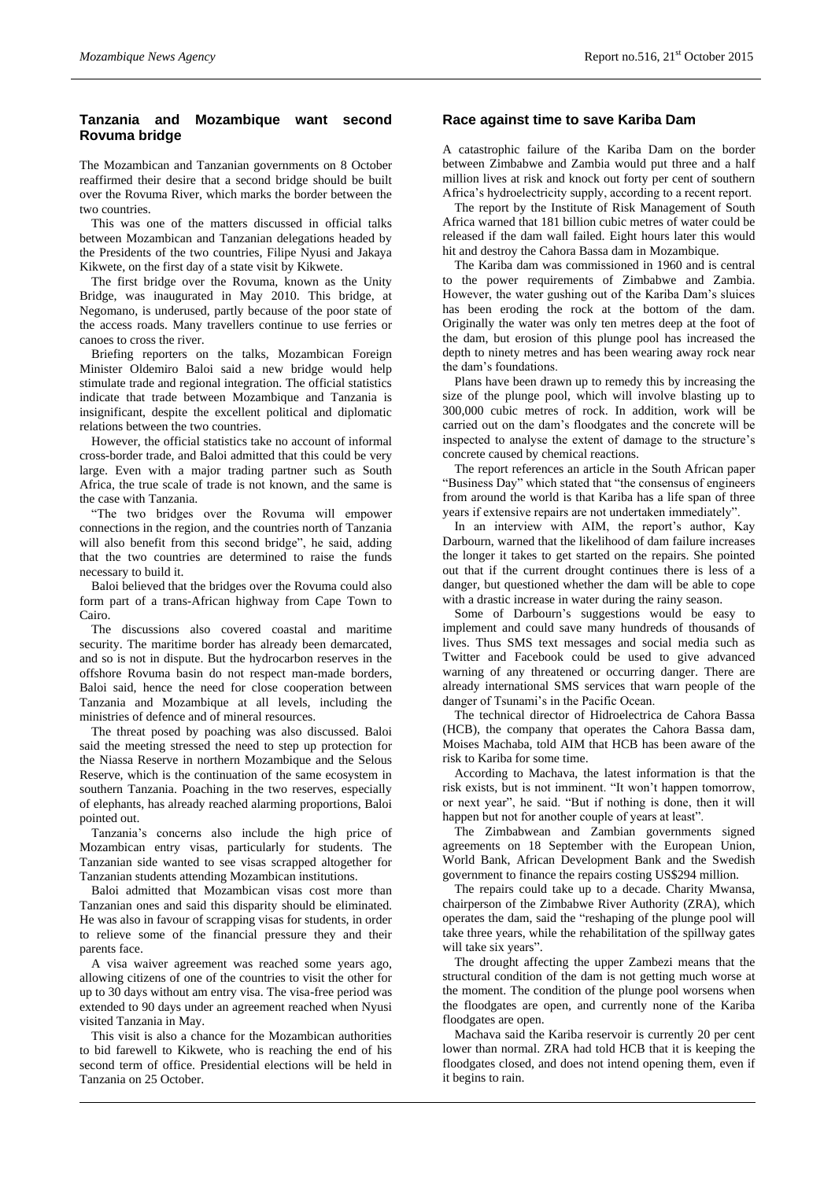## Tanzania and Mozambique want second Rovuma bridge

The Mozambican and Tanzanian governments on 8 October reaffirmed their desire that a second bridge should be built over the Rovuma River, which marks the border between the two countries.

This was one of the matters discussed in official talks between Mozambican and Tanzanian delegations headed by the Presidents of the two countries, Filipe Nyusi and Jakaya Kikwete, on the first day of a state visit by Kikwete.

The first bridge over the Rovuma, known as the Unity Bridge, was inaugurated in May 2010. This bridge, at Negomano, is underused, partly because of the poor state of the access roads. Many travellers continue to use ferries or canoes to cross the river.

Briefing reporters on the talks, Mozambican Foreign Minister Oldemiro Baloi said a new bridge would help stimulate trade and regional integration. The official statistics indicate that trade between Mozambique and Tanzania is insignificant, despite the excellent political and diplomatic relations between the two countries.

However, the official statistics take no account of informal cross-border trade, and Baloi admitted that this could be very large. Even with a major trading partner such as South Africa, the true scale of trade is not known, and the same is the case with Tanzania.

"The two bridges over the Rovuma will empower connections in the region, and the countries north of Tanzania will also benefit from this second bridge", he said, adding that the two countries are determined to raise the funds necessary to build it.

Baloi believed that the bridges over the Rovuma could also form part of a trans-African highway from Cape Town to Cairo.

The discussions also covered coastal and maritime security. The maritime border has already been demarcated, and so is not in dispute. But the hydrocarbon reserves in the offshore Rovuma basin do not respect man-made borders, Baloi said, hence the need for close cooperation between Tanzania and Mozambique at all levels, including the ministries of defence and of mineral resources.

The threat posed by poaching was also discussed. Baloi said the meeting stressed the need to step up protection for the Niassa Reserve in northern Mozambique and the Selous Reserve, which is the continuation of the same ecosystem in southern Tanzania. Poaching in the two reserves, especially of elephants, has already reached alarming proportions, Baloi pointed out.

Tanzania's concerns also include the high price of Mozambican entry visas, particularly for students. The Tanzanian side wanted to see visas scrapped altogether for Tanzanian students attending Mozambican institutions.

Baloi admitted that Mozambican visas cost more than Tanzanian ones and said this disparity should be eliminated. He was also in favour of scrapping visas for students, in order to relieve some of the financial pressure they and their parents face.

A visa waiver agreement was reached some years ago, allowing citizens of one of the countries to visit the other for up to 30 days without am entry visa. The visa-free period was extended to 90 days under an agreement reached when Nyusi visited Tanzania in May.

This visit is also a chance for the Mozambican authorities to bid farewell to Kikwete, who is reaching the end of his second term of office. Presidential elections will be held in Tanzania on 25 October.

## Race against time to save Kariba Dam

A catastrophic failure of the Kariba Dam on the border between Zimbabwe and Zambia would put three and a half million lives at risk and knock out forty per cent of southern Africa's hydroelectricity supply, according to a recent report.

The report by the Institute of Risk Management of South Africa warned that 181 billion cubic metres of water could be released if the dam wall failed. Eight hours later this would hit and destroy the Cahora Bassa dam in Mozambique.

The Kariba dam was commissioned in 1960 and is central to the power requirements of Zimbabwe and Zambia. However, the water gushing out of the Kariba Dam's sluices has been eroding the rock at the bottom of the dam. Originally the water was only ten metres deep at the foot of the dam, but erosion of this plunge pool has increased the depth to ninety metres and has been wearing away rock near the dam's foundations.

Plans have been drawn up to remedy this by increasing the size of the plunge pool, which will involve blasting up to 300,000 cubic metres of rock. In addition, work will be carried out on the dam's floodgates and the concrete will be inspected to analyse the extent of damage to the structure's concrete caused by chemical reactions.

The report references an article in the South African paper "Business Day" which stated that "the consensus of engineers from around the world is that Kariba has a life span of three years if extensive repairs are not undertaken immediately".

In an interview with AIM, the report's author, Kay Darbourn, warned that the likelihood of dam failure increases the longer it takes to get started on the repairs. She pointed out that if the current drought continues there is less of a danger, but questioned whether the dam will be able to cope with a drastic increase in water during the rainy season.

Some of Darbourn's suggestions would be easy to implement and could save many hundreds of thousands of lives. Thus SMS text messages and social media such as Twitter and Facebook could be used to give advanced warning of any threatened or occurring danger. There are already international SMS services that warn people of the danger of Tsunami's in the Pacific Ocean.

The technical director of Hidroelectrica de Cahora Bassa (HCB), the company that operates the Cahora Bassa dam, Moises Machaba, told AIM that HCB has been aware of the risk to Kariba for some time.

According to Machava, the latest information is that the risk exists, but is not imminent. "It won't happen tomorrow, or next year", he said. "But if nothing is done, then it will happen but not for another couple of years at least".

The Zimbabwean and Zambian governments signed agreements on 18 September with the European Union, World Bank, African Development Bank and the Swedish government to finance the repairs costing US$294 million.

The repairs could take up to a decade. Charity Mwansa, chairperson of the Zimbabwe River Authority (ZRA), which operates the dam, said the "reshaping of the plunge pool will take three years, while the rehabilitation of the spillway gates will take six years".

The drought affecting the upper Zambezi means that the structural condition of the dam is not getting much worse at the moment. The condition of the plunge pool worsens when the floodgates are open, and currently none of the Kariba floodgates are open.

Machava said the Kariba reservoir is currently 20 per cent lower than normal. ZRA had told HCB that it is keeping the floodgates closed, and does not intend opening them, even if it begins to rain.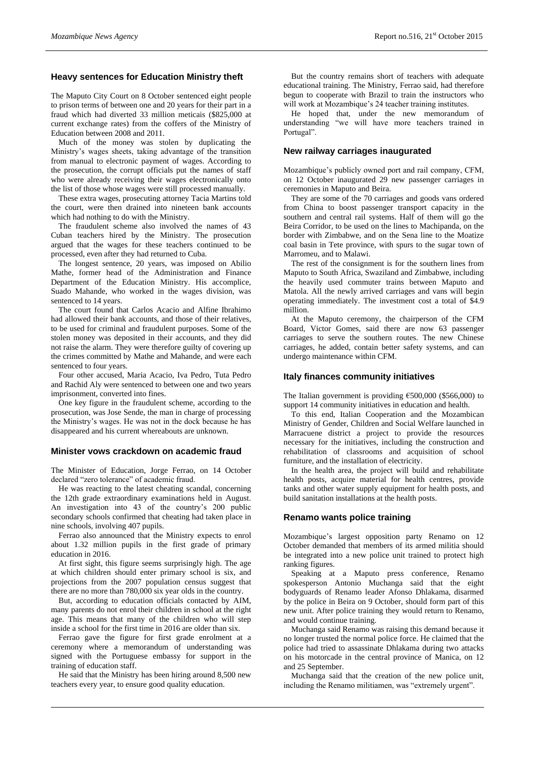## Heavy sentences for Education Ministry theft

The Maputo City Court on 8 October sentenced eight people to prison terms of between one and 20 years for their part in a fraud which had diverted 33 million meticais ($825,000 at current exchange rates) from the coffers of the Ministry of Education between 2008 and 2011.

Much of the money was stolen by duplicating the Ministry's wages sheets, taking advantage of the transition from manual to electronic payment of wages. According to the prosecution, the corrupt officials put the names of staff who were already receiving their wages electronically onto the list of those whose wages were still processed manually.

These extra wages, prosecuting attorney Tacia Martins told the court, were then drained into nineteen bank accounts which had nothing to do with the Ministry.

The fraudulent scheme also involved the names of 43 Cuban teachers hired by the Ministry. The prosecution argued that the wages for these teachers continued to be processed, even after they had returned to Cuba.

The longest sentence, 20 years, was imposed on Abilio Mathe, former head of the Administration and Finance Department of the Education Ministry. His accomplice, Suado Mahande, who worked in the wages division, was sentenced to 14 years.

The court found that Carlos Acacio and Alfine Ibrahimo had allowed their bank accounts, and those of their relatives, to be used for criminal and fraudulent purposes. Some of the stolen money was deposited in their accounts, and they did not raise the alarm. They were therefore guilty of covering up the crimes committed by Mathe and Mahande, and were each sentenced to four years.

Four other accused, Maria Acacio, Iva Pedro, Tuta Pedro and Rachid Aly were sentenced to between one and two years imprisonment, converted into fines.

One key figure in the fraudulent scheme, according to the prosecution, was Jose Sende, the man in charge of processing the Ministry's wages. He was not in the dock because he has disappeared and his current whereabouts are unknown.

## Minister vows crackdown on academic fraud

The Minister of Education, Jorge Ferrao, on 14 October declared "zero tolerance" of academic fraud.

He was reacting to the latest cheating scandal, concerning the 12th grade extraordinary examinations held in August. An investigation into 43 of the country's 200 public secondary schools confirmed that cheating had taken place in nine schools, involving 407 pupils.

Ferrao also announced that the Ministry expects to enrol about 1.32 million pupils in the first grade of primary education in 2016.

At first sight, this figure seems surprisingly high. The age at which children should enter primary school is six, and projections from the 2007 population census suggest that there are no more than 780,000 six year olds in the country.

But, according to education officials contacted by AIM, many parents do not enrol their children in school at the right age. This means that many of the children who will step inside a school for the first time in 2016 are older than six.

Ferrao gave the figure for first grade enrolment at a ceremony where a memorandum of understanding was signed with the Portuguese embassy for support in the training of education staff.

He said that the Ministry has been hiring around 8,500 new teachers every year, to ensure good quality education.

But the country remains short of teachers with adequate educational training. The Ministry, Ferrao said, had therefore begun to cooperate with Brazil to train the instructors who will work at Mozambique's 24 teacher training institutes.

He hoped that, under the new memorandum of understanding "we will have more teachers trained in Portugal".

## New railway carriages inaugurated

Mozambique's publicly owned port and rail company, CFM, on 12 October inaugurated 29 new passenger carriages in ceremonies in Maputo and Beira.

They are some of the 70 carriages and goods vans ordered from China to boost passenger transport capacity in the southern and central rail systems. Half of them will go the Beira Corridor, to be used on the lines to Machipanda, on the border with Zimbabwe, and on the Sena line to the Moatize coal basin in Tete province, with spurs to the sugar town of Marromeu, and to Malawi.

The rest of the consignment is for the southern lines from Maputo to South Africa, Swaziland and Zimbabwe, including the heavily used commuter trains between Maputo and Matola. All the newly arrived carriages and vans will begin operating immediately. The investment cost a total of $4.9 million.

At the Maputo ceremony, the chairperson of the CFM Board, Victor Gomes, said there are now 63 passenger carriages to serve the southern routes. The new Chinese carriages, he added, contain better safety systems, and can undergo maintenance within CFM.

## Italy finances community initiatives

The Italian government is providing €500,000 ($566,000) to support 14 community initiatives in education and health.

To this end, Italian Cooperation and the Mozambican Ministry of Gender, Children and Social Welfare launched in Marracuene district a project to provide the resources necessary for the initiatives, including the construction and rehabilitation of classrooms and acquisition of school furniture, and the installation of electricity.

In the health area, the project will build and rehabilitate health posts, acquire material for health centres, provide tanks and other water supply equipment for health posts, and build sanitation installations at the health posts.

## Renamo wants police training

Mozambique's largest opposition party Renamo on 12 October demanded that members of its armed militia should be integrated into a new police unit trained to protect high ranking figures.

Speaking at a Maputo press conference, Renamo spokesperson Antonio Muchanga said that the eight bodyguards of Renamo leader Afonso Dhlakama, disarmed by the police in Beira on 9 October, should form part of this new unit. After police training they would return to Renamo, and would continue training.

Muchanga said Renamo was raising this demand because it no longer trusted the normal police force. He claimed that the police had tried to assassinate Dhlakama during two attacks on his motorcade in the central province of Manica, on 12 and 25 September.

Muchanga said that the creation of the new police unit, including the Renamo militiamen, was "extremely urgent".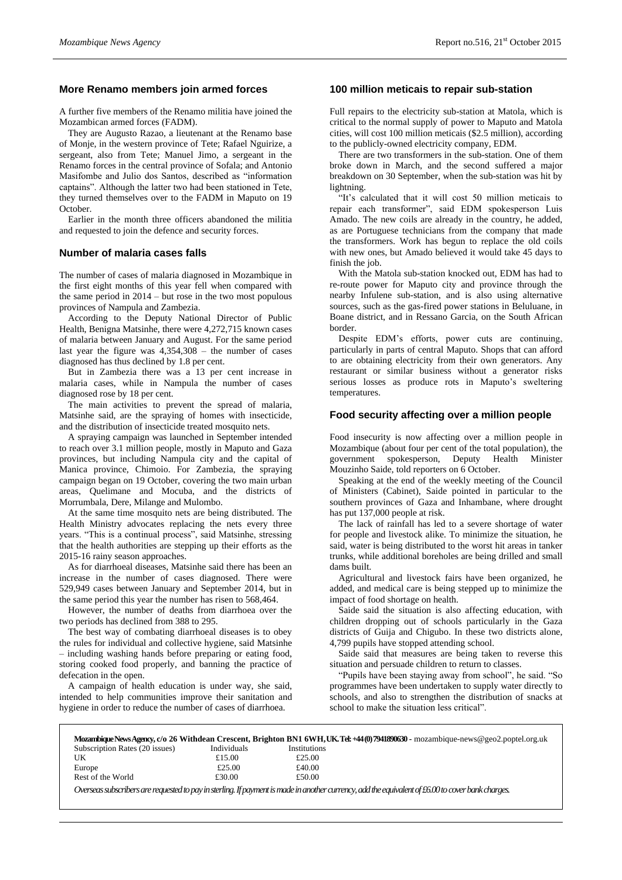## More Renamo members join armed forces

A further five members of the Renamo militia have joined the Mozambican armed forces (FADM).

They are Augusto Razao, a lieutenant at the Renamo base of Monje, in the western province of Tete; Rafael Nguirize, a sergeant, also from Tete; Manuel Jimo, a sergeant in the Renamo forces in the central province of Sofala; and Antonio Masifombe and Julio dos Santos, described as "information captains". Although the latter two had been stationed in Tete, they turned themselves over to the FADM in Maputo on 19 October.

Earlier in the month three officers abandoned the militia and requested to join the defence and security forces.

## Number of malaria cases falls

The number of cases of malaria diagnosed in Mozambique in the first eight months of this year fell when compared with the same period in 2014 – but rose in the two most populous provinces of Nampula and Zambezia.

According to the Deputy National Director of Public Health, Benigna Matsinhe, there were 4,272,715 known cases of malaria between January and August. For the same period last year the figure was 4,354,308 – the number of cases diagnosed has thus declined by 1.8 per cent.

But in Zambezia there was a 13 per cent increase in malaria cases, while in Nampula the number of cases diagnosed rose by 18 per cent.

The main activities to prevent the spread of malaria, Matsinhe said, are the spraying of homes with insecticide, and the distribution of insecticide treated mosquito nets.

A spraying campaign was launched in September intended to reach over 3.1 million people, mostly in Maputo and Gaza provinces, but including Nampula city and the capital of Manica province, Chimoio. For Zambezia, the spraying campaign began on 19 October, covering the two main urban areas, Quelimane and Mocuba, and the districts of Morrumbala, Dere, Milange and Mulombo.

At the same time mosquito nets are being distributed. The Health Ministry advocates replacing the nets every three years. "This is a continual process", said Matsinhe, stressing that the health authorities are stepping up their efforts as the 2015-16 rainy season approaches.

As for diarrhoeal diseases, Matsinhe said there has been an increase in the number of cases diagnosed. There were 529,949 cases between January and September 2014, but in the same period this year the number has risen to 568,464.

However, the number of deaths from diarrhoea over the two periods has declined from 388 to 295.

The best way of combating diarrhoeal diseases is to obey the rules for individual and collective hygiene, said Matsinhe – including washing hands before preparing or eating food, storing cooked food properly, and banning the practice of defecation in the open.

A campaign of health education is under way, she said, intended to help communities improve their sanitation and hygiene in order to reduce the number of cases of diarrhoea.

## 100 million meticais to repair sub-station

Full repairs to the electricity sub-station at Matola, which is critical to the normal supply of power to Maputo and Matola cities, will cost 100 million meticais ($2.5 million), according to the publicly-owned electricity company, EDM.

There are two transformers in the sub-station. One of them broke down in March, and the second suffered a major breakdown on 30 September, when the sub-station was hit by lightning.

"It's calculated that it will cost 50 million meticais to repair each transformer", said EDM spokesperson Luis Amado. The new coils are already in the country, he added, as are Portuguese technicians from the company that made the transformers. Work has begun to replace the old coils with new ones, but Amado believed it would take 45 days to finish the job.

With the Matola sub-station knocked out, EDM has had to re-route power for Maputo city and province through the nearby Infulene sub-station, and is also using alternative sources, such as the gas-fired power stations in Beluluane, in Boane district, and in Ressano Garcia, on the South African border.

Despite EDM's efforts, power cuts are continuing, particularly in parts of central Maputo. Shops that can afford to are obtaining electricity from their own generators. Any restaurant or similar business without a generator risks serious losses as produce rots in Maputo's sweltering temperatures.

## Food security affecting over a million people

Food insecurity is now affecting over a million people in Mozambique (about four per cent of the total population), the government spokesperson, Deputy Health Minister Mouzinho Saide, told reporters on 6 October.

Speaking at the end of the weekly meeting of the Council of Ministers (Cabinet), Saide pointed in particular to the southern provinces of Gaza and Inhambane, where drought has put 137,000 people at risk.

The lack of rainfall has led to a severe shortage of water for people and livestock alike. To minimize the situation, he said, water is being distributed to the worst hit areas in tanker trunks, while additional boreholes are being drilled and small dams built.

Agricultural and livestock fairs have been organized, he added, and medical care is being stepped up to minimize the impact of food shortage on health.

Saide said the situation is also affecting education, with children dropping out of schools particularly in the Gaza districts of Guija and Chigubo. In these two districts alone, 4,799 pupils have stopped attending school.

Saide said that measures are being taken to reverse this situation and persuade children to return to classes.

"Pupils have been staying away from school", he said. "So programmes have been undertaken to supply water directly to schools, and also to strengthen the distribution of snacks at school to make the situation less critical".

**Mozambique News Agency, c/o 26 Withdean Crescent, Brighton BN1 6WH, UK. Tel: +44 (0) 7941890630** - mozambique-news@geo2.poptel.org.uk

| Subscription Rates (20 issues) | Individuals | Institutions |
|---|---|---|
| UK | £15.00 | £25.00 |
| Europe | £25.00 | £40.00 |
| Rest of the World | £30.00 | £50.00 |

*Overseas subscribers are requested to pay in sterling. If payment is made in another currency, add the equivalent of £6.00 to cover bank charges.*